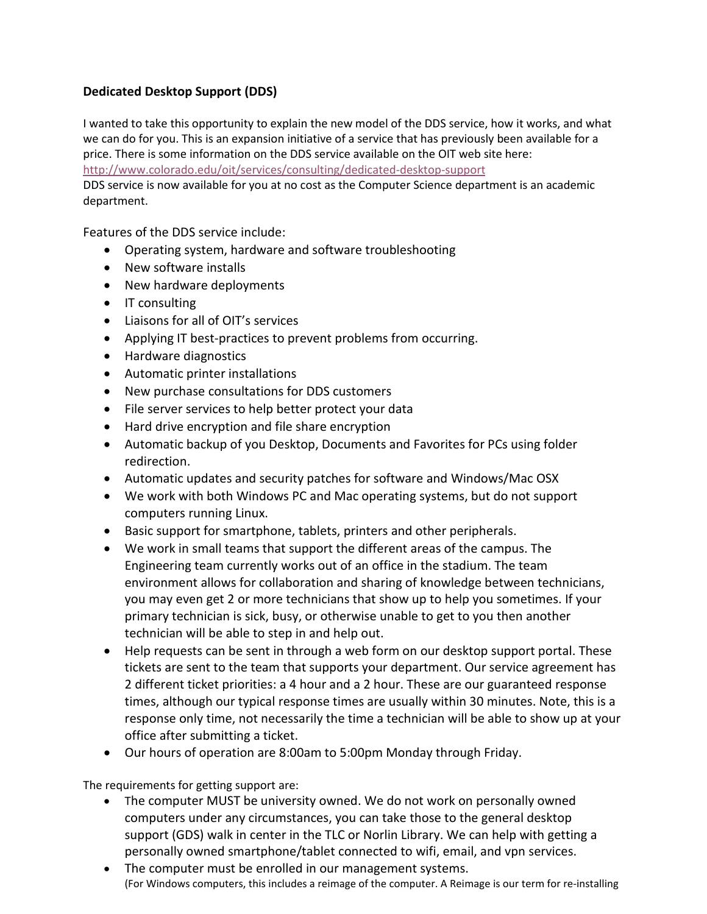**Dedicated Desktop Support (DDS)**

I wanted to take this opportunity to explain the new model of the DDS service, how it works, and what we can do for you. This is an expansion initiative of a service that has previously been available for a price. There is some information on the DDS service available on the OIT web site here: [http://www.colorado.edu/oit/services/consulting/dedicated-desktop-support](http://www.colorado.edu/oit/services/consulting/dedicated-desktop-support)
DDS service is now available for you at no cost as the Computer Science department is an academic department.

Features of the DDS service include:

- Operating system, hardware and software troubleshooting
- New software installs
- New hardware deployments
- IT consulting
- Liaisons for all of OIT's services
- Applying IT best-practices to prevent problems from occurring.
- Hardware diagnostics
- Automatic printer installations
- New purchase consultations for DDS customers
- File server services to help better protect your data
- Hard drive encryption and file share encryption
- Automatic backup of you Desktop, Documents and Favorites for PCs using folder redirection.
- Automatic updates and security patches for software and Windows/Mac OSX
- We work with both Windows PC and Mac operating systems, but do not support computers running Linux.
- Basic support for smartphone, tablets, printers and other peripherals.
- We work in small teams that support the different areas of the campus. The Engineering team currently works out of an office in the stadium. The team environment allows for collaboration and sharing of knowledge between technicians, you may even get 2 or more technicians that show up to help you sometimes. If your primary technician is sick, busy, or otherwise unable to get to you then another technician will be able to step in and help out.
- Help requests can be sent in through a web form on our desktop support portal. These tickets are sent to the team that supports your department. Our service agreement has 2 different ticket priorities: a 4 hour and a 2 hour. These are our guaranteed response times, although our typical response times are usually within 30 minutes. Note, this is a response only time, not necessarily the time a technician will be able to show up at your office after submitting a ticket.
- Our hours of operation are 8:00am to 5:00pm Monday through Friday.

The requirements for getting support are:

- The computer MUST be university owned. We do not work on personally owned computers under any circumstances, you can take those to the general desktop support (GDS) walk in center in the TLC or Norlin Library. We can help with getting a personally owned smartphone/tablet connected to wifi, email, and vpn services.
- The computer must be enrolled in our management systems.
(For Windows computers, this includes a reimage of the computer. A Reimage is our term for re-installing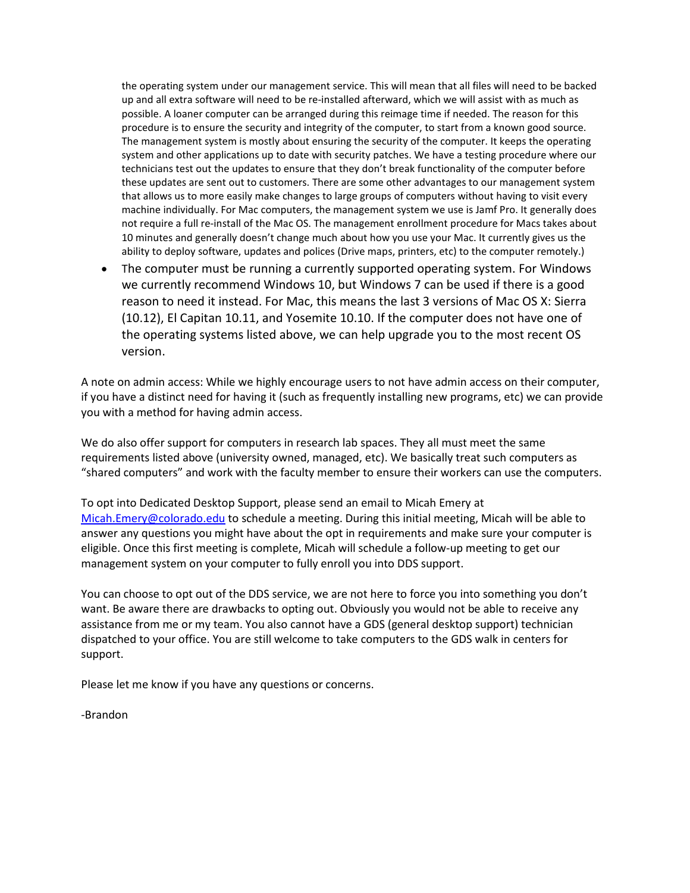the operating system under our management service. This will mean that all files will need to be backed up and all extra software will need to be re-installed afterward, which we will assist with as much as possible. A loaner computer can be arranged during this reimage time if needed. The reason for this procedure is to ensure the security and integrity of the computer, to start from a known good source. The management system is mostly about ensuring the security of the computer. It keeps the operating system and other applications up to date with security patches. We have a testing procedure where our technicians test out the updates to ensure that they don't break functionality of the computer before these updates are sent out to customers. There are some other advantages to our management system that allows us to more easily make changes to large groups of computers without having to visit every machine individually. For Mac computers, the management system we use is Jamf Pro. It generally does not require a full re-install of the Mac OS. The management enrollment procedure for Macs takes about 10 minutes and generally doesn't change much about how you use your Mac. It currently gives us the ability to deploy software, updates and polices (Drive maps, printers, etc) to the computer remotely.)

- The computer must be running a currently supported operating system. For Windows we currently recommend Windows 10, but Windows 7 can be used if there is a good reason to need it instead. For Mac, this means the last 3 versions of Mac OS X: Sierra (10.12), El Capitan 10.11, and Yosemite 10.10. If the computer does not have one of the operating systems listed above, we can help upgrade you to the most recent OS version.

A note on admin access: While we highly encourage users to not have admin access on their computer, if you have a distinct need for having it (such as frequently installing new programs, etc) we can provide you with a method for having admin access.

We do also offer support for computers in research lab spaces. They all must meet the same requirements listed above (university owned, managed, etc). We basically treat such computers as "shared computers" and work with the faculty member to ensure their workers can use the computers.

To opt into Dedicated Desktop Support, please send an email to Micah Emery at [Micah.Emery@colorado.edu](mailto:Micah.Emery@colorado.edu) to schedule a meeting. During this initial meeting, Micah will be able to answer any questions you might have about the opt in requirements and make sure your computer is eligible. Once this first meeting is complete, Micah will schedule a follow-up meeting to get our management system on your computer to fully enroll you into DDS support.

You can choose to opt out of the DDS service, we are not here to force you into something you don't want. Be aware there are drawbacks to opting out. Obviously you would not be able to receive any assistance from me or my team. You also cannot have a GDS (general desktop support) technician dispatched to your office. You are still welcome to take computers to the GDS walk in centers for support.

Please let me know if you have any questions or concerns.

-Brandon